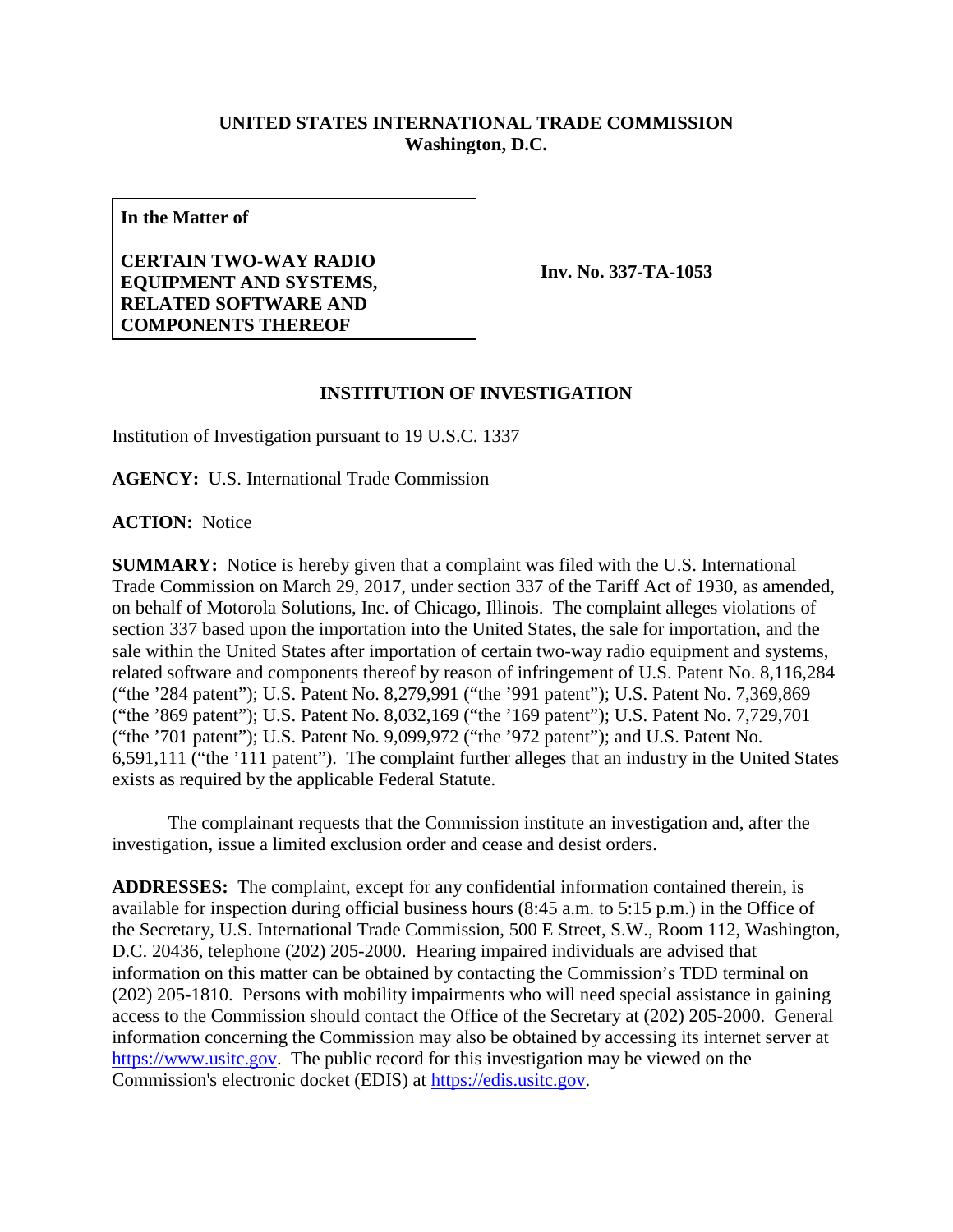**UNITED STATES INTERNATIONAL TRADE COMMISSION**
**Washington, D.C.**

| **In the Matter of**<br><br>**CERTAIN TWO-WAY RADIO EQUIPMENT AND SYSTEMS, RELATED SOFTWARE AND COMPONENTS THEREOF** | **Inv. No. 337-TA-1053** |
|---|---|

**INSTITUTION OF INVESTIGATION**

Institution of Investigation pursuant to 19 U.S.C. 1337

**AGENCY:** U.S. International Trade Commission

**ACTION:** Notice

**SUMMARY:** Notice is hereby given that a complaint was filed with the U.S. International Trade Commission on March 29, 2017, under section 337 of the Tariff Act of 1930, as amended, on behalf of Motorola Solutions, Inc. of Chicago, Illinois. The complaint alleges violations of section 337 based upon the importation into the United States, the sale for importation, and the sale within the United States after importation of certain two-way radio equipment and systems, related software and components thereof by reason of infringement of U.S. Patent No. 8,116,284 ("the '284 patent"); U.S. Patent No. 8,279,991 ("the '991 patent"); U.S. Patent No. 7,369,869 ("the '869 patent"); U.S. Patent No. 8,032,169 ("the '169 patent"); U.S. Patent No. 7,729,701 ("the '701 patent"); U.S. Patent No. 9,099,972 ("the '972 patent"); and U.S. Patent No. 6,591,111 ("the '111 patent"). The complaint further alleges that an industry in the United States exists as required by the applicable Federal Statute.

The complainant requests that the Commission institute an investigation and, after the investigation, issue a limited exclusion order and cease and desist orders.

**ADDRESSES:** The complaint, except for any confidential information contained therein, is available for inspection during official business hours (8:45 a.m. to 5:15 p.m.) in the Office of the Secretary, U.S. International Trade Commission, 500 E Street, S.W., Room 112, Washington, D.C. 20436, telephone (202) 205-2000. Hearing impaired individuals are advised that information on this matter can be obtained by contacting the Commission's TDD terminal on (202) 205-1810. Persons with mobility impairments who will need special assistance in gaining access to the Commission should contact the Office of the Secretary at (202) 205-2000. General information concerning the Commission may also be obtained by accessing its internet server at https://www.usitc.gov. The public record for this investigation may be viewed on the Commission's electronic docket (EDIS) at https://edis.usitc.gov.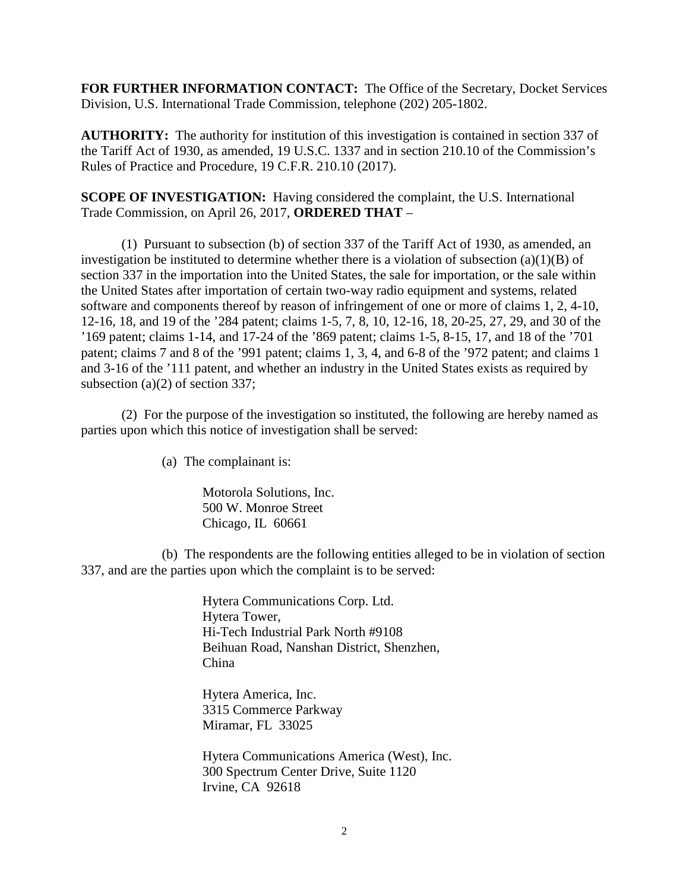**FOR FURTHER INFORMATION CONTACT:** The Office of the Secretary, Docket Services Division, U.S. International Trade Commission, telephone (202) 205-1802.

**AUTHORITY:** The authority for institution of this investigation is contained in section 337 of the Tariff Act of 1930, as amended, 19 U.S.C. 1337 and in section 210.10 of the Commission's Rules of Practice and Procedure, 19 C.F.R. 210.10 (2017).

**SCOPE OF INVESTIGATION:** Having considered the complaint, the U.S. International Trade Commission, on April 26, 2017, **ORDERED THAT** –

(1) Pursuant to subsection (b) of section 337 of the Tariff Act of 1930, as amended, an investigation be instituted to determine whether there is a violation of subsection (a)(1)(B) of section 337 in the importation into the United States, the sale for importation, or the sale within the United States after importation of certain two-way radio equipment and systems, related software and components thereof by reason of infringement of one or more of claims 1, 2, 4-10, 12-16, 18, and 19 of the '284 patent; claims 1-5, 7, 8, 10, 12-16, 18, 20-25, 27, 29, and 30 of the '169 patent; claims 1-14, and 17-24 of the '869 patent; claims 1-5, 8-15, 17, and 18 of the '701 patent; claims 7 and 8 of the '991 patent; claims 1, 3, 4, and 6-8 of the '972 patent; and claims 1 and 3-16 of the '111 patent, and whether an industry in the United States exists as required by subsection (a)(2) of section 337;

(2) For the purpose of the investigation so instituted, the following are hereby named as parties upon which this notice of investigation shall be served:

(a) The complainant is:

Motorola Solutions, Inc.
500 W. Monroe Street
Chicago, IL 60661

(b) The respondents are the following entities alleged to be in violation of section 337, and are the parties upon which the complaint is to be served:

Hytera Communications Corp. Ltd.
Hytera Tower,
Hi-Tech Industrial Park North #9108
Beihuan Road, Nanshan District, Shenzhen,
China

Hytera America, Inc.
3315 Commerce Parkway
Miramar, FL 33025

Hytera Communications America (West), Inc.
300 Spectrum Center Drive, Suite 1120
Irvine, CA 92618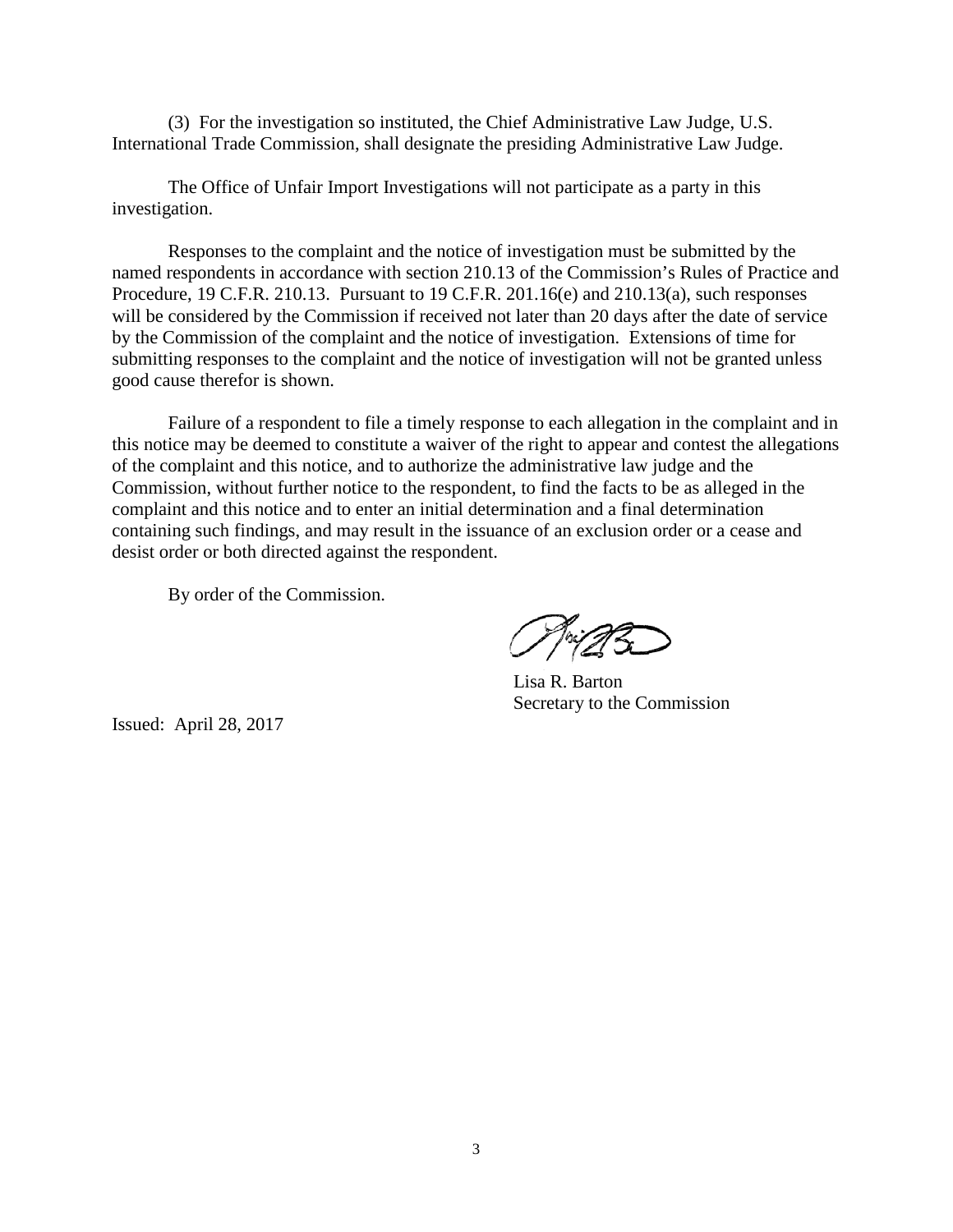(3) For the investigation so instituted, the Chief Administrative Law Judge, U.S. International Trade Commission, shall designate the presiding Administrative Law Judge.

The Office of Unfair Import Investigations will not participate as a party in this investigation.

Responses to the complaint and the notice of investigation must be submitted by the named respondents in accordance with section 210.13 of the Commission's Rules of Practice and Procedure, 19 C.F.R. 210.13. Pursuant to 19 C.F.R. 201.16(e) and 210.13(a), such responses will be considered by the Commission if received not later than 20 days after the date of service by the Commission of the complaint and the notice of investigation. Extensions of time for submitting responses to the complaint and the notice of investigation will not be granted unless good cause therefor is shown.

Failure of a respondent to file a timely response to each allegation in the complaint and in this notice may be deemed to constitute a waiver of the right to appear and contest the allegations of the complaint and this notice, and to authorize the administrative law judge and the Commission, without further notice to the respondent, to find the facts to be as alleged in the complaint and this notice and to enter an initial determination and a final determination containing such findings, and may result in the issuance of an exclusion order or a cease and desist order or both directed against the respondent.

By order of the Commission.

Lisa R. Barton
Secretary to the Commission

Issued: April 28, 2017